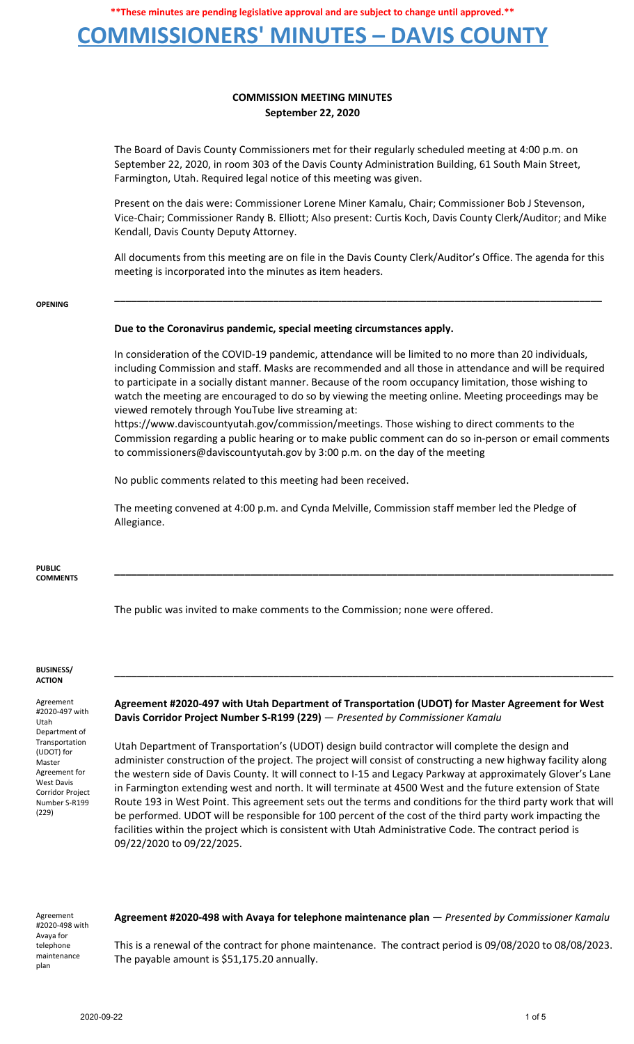**\*\*These minutes are pending legislative approval and are subject to change until approved.\*\***

# COMMISSIONERS' MINUTES – DAVIS COUNTY

## COMMISSION MEETING MINUTES
**September 22, 2020**

The Board of Davis County Commissioners met for their regularly scheduled meeting at 4:00 p.m. on September 22, 2020, in room 303 of the Davis County Administration Building, 61 South Main Street, Farmington, Utah. Required legal notice of this meeting was given.

Present on the dais were: Commissioner Lorene Miner Kamalu, Chair; Commissioner Bob J Stevenson, Vice-Chair; Commissioner Randy B. Elliott; Also present: Curtis Koch, Davis County Clerk/Auditor; and Mike Kendall, Davis County Deputy Attorney.

All documents from this meeting are on file in the Davis County Clerk/Auditor's Office. The agenda for this meeting is incorporated into the minutes as item headers.

---

**OPENING**

**Due to the Coronavirus pandemic, special meeting circumstances apply.**

In consideration of the COVID-19 pandemic, attendance will be limited to no more than 20 individuals, including Commission and staff. Masks are recommended and all those in attendance and will be required to participate in a socially distant manner. Because of the room occupancy limitation, those wishing to watch the meeting are encouraged to do so by viewing the meeting online. Meeting proceedings may be viewed remotely through YouTube live streaming at: https://www.daviscountyutah.gov/commission/meetings. Those wishing to direct comments to the Commission regarding a public hearing or to make public comment can do so in-person or email comments to commissioners@daviscountyutah.gov by 3:00 p.m. on the day of the meeting

No public comments related to this meeting had been received.

The meeting convened at 4:00 p.m. and Cynda Melville, Commission staff member led the Pledge of Allegiance.

---

**PUBLIC COMMENTS**

The public was invited to make comments to the Commission; none were offered.

---

**BUSINESS/ ACTION**

*Agreement #2020-497 with Utah Department of Transportation (UDOT) for Master Agreement for West Davis Corridor Project Number S-R199 (229)*

**Agreement #2020-497 with Utah Department of Transportation (UDOT) for Master Agreement for West Davis Corridor Project Number S-R199 (229)** — *Presented by Commissioner Kamalu*

Utah Department of Transportation's (UDOT) design build contractor will complete the design and administer construction of the project. The project will consist of constructing a new highway facility along the western side of Davis County. It will connect to I-15 and Legacy Parkway at approximately Glover's Lane in Farmington extending west and north. It will terminate at 4500 West and the future extension of State Route 193 in West Point. This agreement sets out the terms and conditions for the third party work that will be performed. UDOT will be responsible for 100 percent of the cost of the third party work impacting the facilities within the project which is consistent with Utah Administrative Code. The contract period is 09/22/2020 to 09/22/2025.

*Agreement #2020-498 with Avaya for telephone maintenance plan*

**Agreement #2020-498 with Avaya for telephone maintenance plan** — *Presented by Commissioner Kamalu*

This is a renewal of the contract for phone maintenance. The contract period is 09/08/2020 to 08/08/2023. The payable amount is $51,175.20 annually.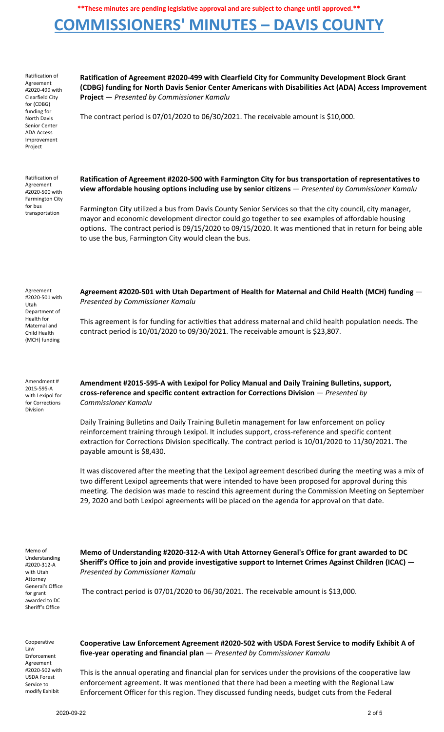**\*\*These minutes are pending legislative approval and are subject to change until approved.\*\***

# COMMISSIONERS' MINUTES – DAVIS COUNTY

Ratification of Agreement #2020-499 with Clearfield City for (CDBG) funding for North Davis Senior Center ADA Access Improvement Project

**Ratification of Agreement #2020-499 with Clearfield City for Community Development Block Grant (CDBG) funding for North Davis Senior Center Americans with Disabilities Act (ADA) Access Improvement Project** — *Presented by Commissioner Kamalu*

The contract period is 07/01/2020 to 06/30/2021. The receivable amount is $10,000.

Ratification of Agreement #2020-500 with Farmington City for bus transportation

**Ratification of Agreement #2020-500 with Farmington City for bus transportation of representatives to view affordable housing options including use by senior citizens** — *Presented by Commissioner Kamalu*

Farmington City utilized a bus from Davis County Senior Services so that the city council, city manager, mayor and economic development director could go together to see examples of affordable housing options. The contract period is 09/15/2020 to 09/15/2020. It was mentioned that in return for being able to use the bus, Farmington City would clean the bus.

Agreement #2020-501 with Utah Department of Health for Maternal and Child Health (MCH) funding

**Agreement #2020-501 with Utah Department of Health for Maternal and Child Health (MCH) funding** — *Presented by Commissioner Kamalu*

This agreement is for funding for activities that address maternal and child health population needs. The contract period is 10/01/2020 to 09/30/2021. The receivable amount is $23,807.

Amendment # 2015-595-A with Lexipol for for Corrections Division

**Amendment #2015-595-A with Lexipol for Policy Manual and Daily Training Bulletins, support, cross-reference and specific content extraction for Corrections Division** — *Presented by Commissioner Kamalu*

Daily Training Bulletins and Daily Training Bulletin management for law enforcement on policy reinforcement training through Lexipol. It includes support, cross-reference and specific content extraction for Corrections Division specifically. The contract period is 10/01/2020 to 11/30/2021. The payable amount is $8,430.

It was discovered after the meeting that the Lexipol agreement described during the meeting was a mix of two different Lexipol agreements that were intended to have been proposed for approval during this meeting. The decision was made to rescind this agreement during the Commission Meeting on September 29, 2020 and both Lexipol agreements will be placed on the agenda for approval on that date.

Memo of Understanding #2020-312-A with Utah Attorney General's Office for grant awarded to DC Sheriff's Office

**Memo of Understanding #2020-312-A with Utah Attorney General's Office for grant awarded to DC Sheriff's Office to join and provide investigative support to Internet Crimes Against Children (ICAC)** — *Presented by Commissioner Kamalu*

The contract period is 07/01/2020 to 06/30/2021. The receivable amount is $13,000.

Cooperative Law Enforcement Agreement #2020-502 with USDA Forest Service to modify Exhibit

**Cooperative Law Enforcement Agreement #2020-502 with USDA Forest Service to modify Exhibit A of five-year operating and financial plan** — *Presented by Commissioner Kamalu*

This is the annual operating and financial plan for services under the provisions of the cooperative law enforcement agreement. It was mentioned that there had been a meeting with the Regional Law Enforcement Officer for this region. They discussed funding needs, budget cuts from the Federal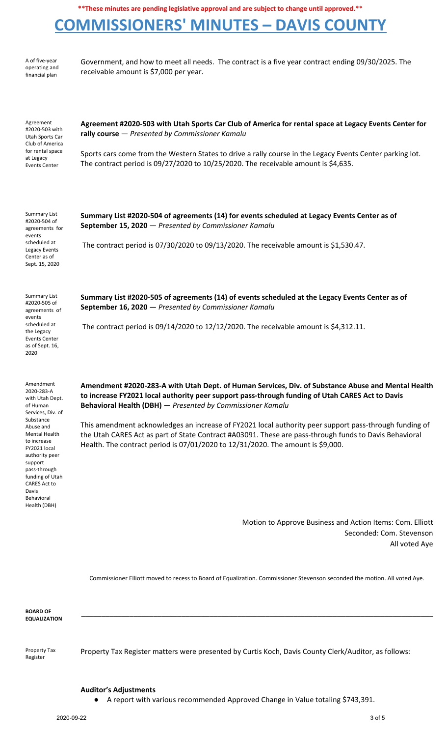**\*\*These minutes are pending legislative approval and are subject to change until approved.\*\***

# COMMISSIONERS' MINUTES – DAVIS COUNTY

A of five-year operating and financial plan

Government, and how to meet all needs. The contract is a five year contract ending 09/30/2025. The receivable amount is $7,000 per year.

Agreement #2020-503 with Utah Sports Car Club of America for rental space at Legacy Events Center

**Agreement #2020-503 with Utah Sports Car Club of America for rental space at Legacy Events Center for rally course** — *Presented by Commissioner Kamalu*

Sports cars come from the Western States to drive a rally course in the Legacy Events Center parking lot. The contract period is 09/27/2020 to 10/25/2020. The receivable amount is $4,635.

Summary List #2020-504 of agreements for events scheduled at Legacy Events Center as of Sept. 15, 2020

**Summary List #2020-504 of agreements (14) for events scheduled at Legacy Events Center as of September 15, 2020** — *Presented by Commissioner Kamalu*

The contract period is 07/30/2020 to 09/13/2020. The receivable amount is $1,530.47.

Summary List #2020-505 of agreements of events scheduled at the Legacy Events Center as of Sept. 16, 2020

**Summary List #2020-505 of agreements (14) of events scheduled at the Legacy Events Center as of September 16, 2020** — *Presented by Commissioner Kamalu*

The contract period is 09/14/2020 to 12/12/2020. The receivable amount is $4,312.11.

Amendment 2020-283-A with Utah Dept. of Human Services, Div. of Substance Abuse and Mental Health to increase FY2021 local authority peer support pass-through funding of Utah CARES Act to Davis Behavioral Health (DBH)

**Amendment #2020-283-A with Utah Dept. of Human Services, Div. of Substance Abuse and Mental Health to increase FY2021 local authority peer support pass-through funding of Utah CARES Act to Davis Behavioral Health (DBH)** — *Presented by Commissioner Kamalu*

This amendment acknowledges an increase of FY2021 local authority peer support pass-through funding of the Utah CARES Act as part of State Contract #A03091. These are pass-through funds to Davis Behavioral Health. The contract period is 07/01/2020 to 12/31/2020. The amount is $9,000.

Motion to Approve Business and Action Items: Com. Elliott
Seconded: Com. Stevenson
All voted Aye

Commissioner Elliott moved to recess to Board of Equalization. Commissioner Stevenson seconded the motion. All voted Aye.

**BOARD OF EQUALIZATION**

---

Property Tax Register

Property Tax Register matters were presented by Curtis Koch, Davis County Clerk/Auditor, as follows:

**Auditor's Adjustments**

- A report with various recommended Approved Change in Value totaling $743,391.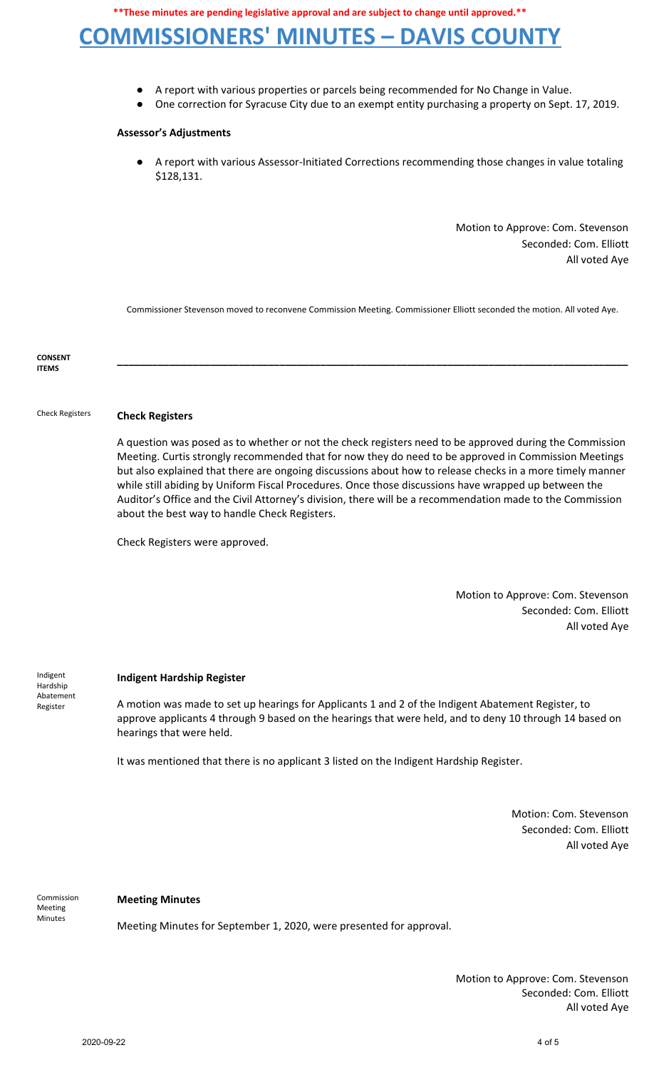- A report with various properties or parcels being recommended for No Change in Value.
- One correction for Syracuse City due to an exempt entity purchasing a property on Sept. 17, 2019.

**Assessor's Adjustments**

- A report with various Assessor-Initiated Corrections recommending those changes in value totaling $128,131.

Motion to Approve: Com. Stevenson
Seconded: Com. Elliott
All voted Aye

Commissioner Stevenson moved to reconvene Commission Meeting. Commissioner Elliott seconded the motion. All voted Aye.

**CONSENT ITEMS**

---

Check Registers

**Check Registers**

A question was posed as to whether or not the check registers need to be approved during the Commission Meeting. Curtis strongly recommended that for now they do need to be approved in Commission Meetings but also explained that there are ongoing discussions about how to release checks in a more timely manner while still abiding by Uniform Fiscal Procedures. Once those discussions have wrapped up between the Auditor's Office and the Civil Attorney's division, there will be a recommendation made to the Commission about the best way to handle Check Registers.

Check Registers were approved.

Motion to Approve: Com. Stevenson
Seconded: Com. Elliott
All voted Aye

Indigent Hardship Abatement Register

**Indigent Hardship Register**

A motion was made to set up hearings for Applicants 1 and 2 of the Indigent Abatement Register, to approve applicants 4 through 9 based on the hearings that were held, and to deny 10 through 14 based on hearings that were held.

It was mentioned that there is no applicant 3 listed on the Indigent Hardship Register.

Motion: Com. Stevenson
Seconded: Com. Elliott
All voted Aye

Commission Meeting Minutes

**Meeting Minutes**

Meeting Minutes for September 1, 2020, were presented for approval.

Motion to Approve: Com. Stevenson
Seconded: Com. Elliott
All voted Aye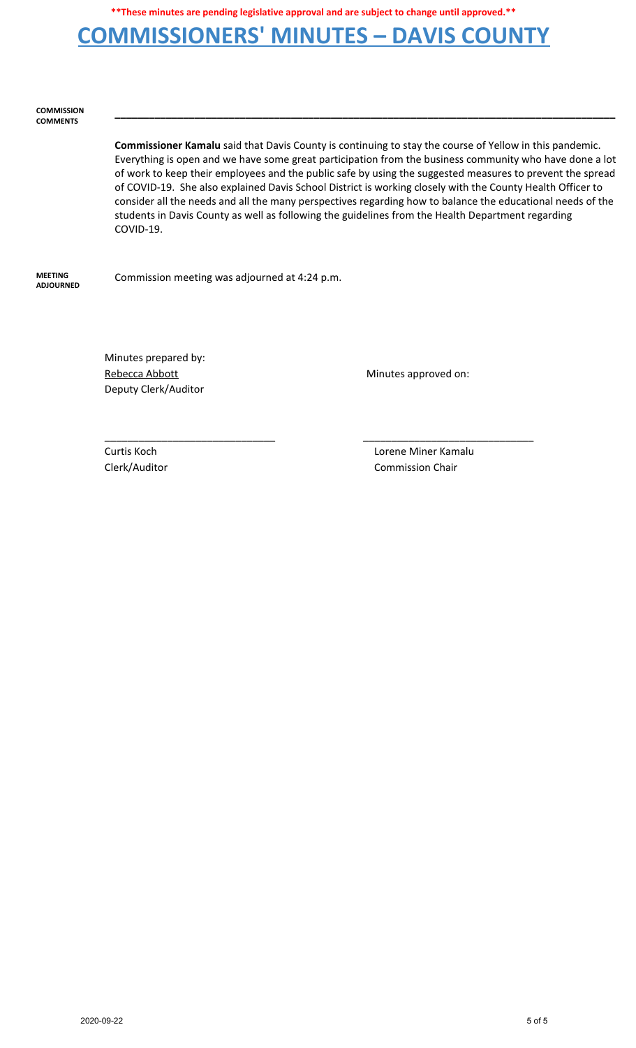**These minutes are pending legislative approval and are subject to change until approved.**

# COMMISSIONERS' MINUTES – DAVIS COUNTY

**COMMISSION COMMENTS**

**Commissioner Kamalu** said that Davis County is continuing to stay the course of Yellow in this pandemic. Everything is open and we have some great participation from the business community who have done a lot of work to keep their employees and the public safe by using the suggested measures to prevent the spread of COVID-19. She also explained Davis School District is working closely with the County Health Officer to consider all the needs and all the many perspectives regarding how to balance the educational needs of the students in Davis County as well as following the guidelines from the Health Department regarding COVID-19.

**MEETING ADJOURNED**

Commission meeting was adjourned at 4:24 p.m.

Minutes prepared by:
Rebecca Abbott
Deputy Clerk/Auditor

Minutes approved on:

_____________________________
Curtis Koch
Clerk/Auditor

_____________________________
Lorene Miner Kamalu
Commission Chair

2020-09-22